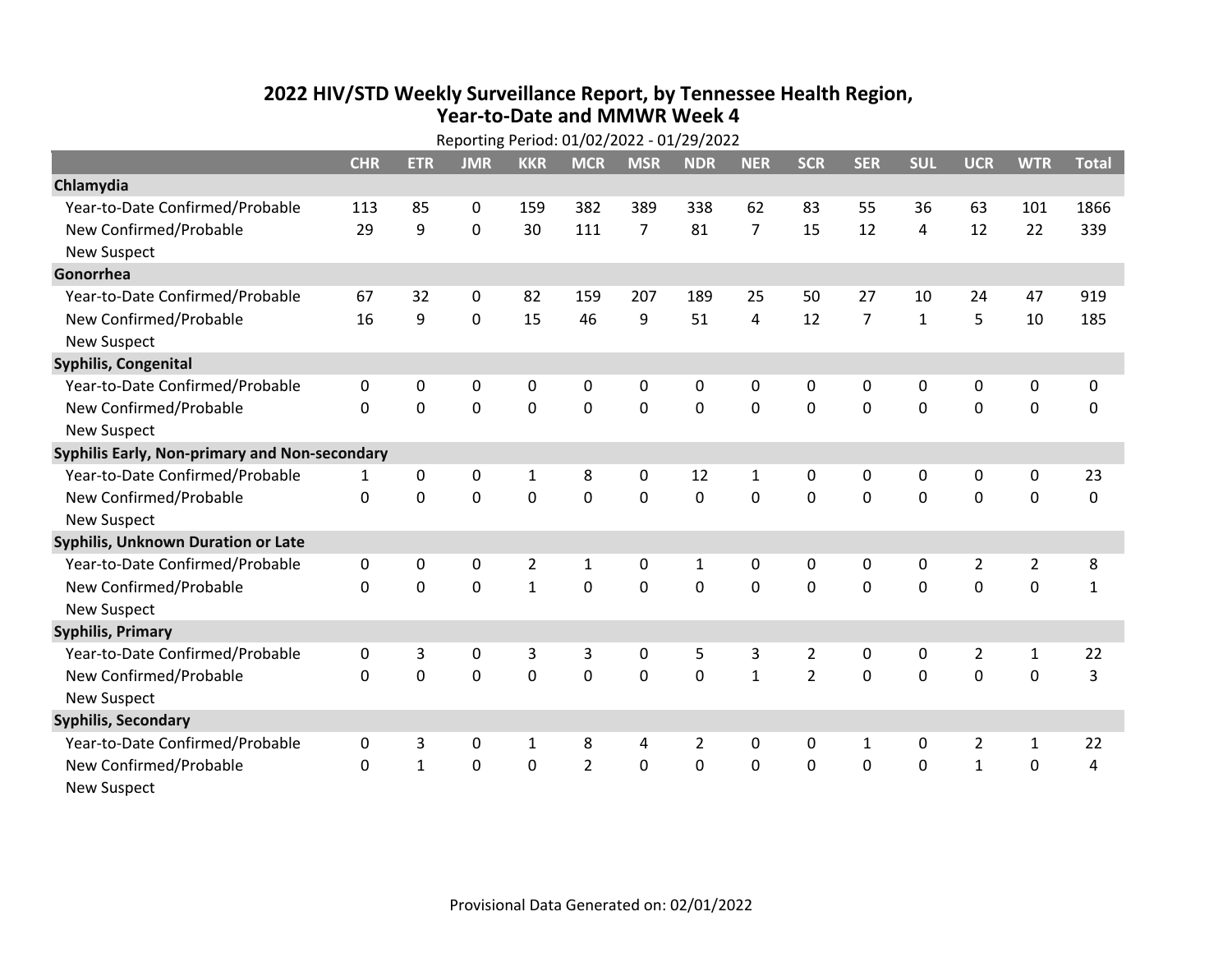# 2022 HIV/STD Weekly Surveillance Report, by Tennessee Health Region, Year-to-Date and MMWR Week 4

Reporting Period: 01/02/2022 - 01/29/2022

| | CHR | ETR | JMR | KKR | MCR | MSR | NDR | NER | SCR | SER | SUL | UCR | WTR | Total |
|---|---|---|---|---|---|---|---|---|---|---|---|---|---|---|
| **Chlamydia** | | | | | | | | | | | | | | |
| Year-to-Date Confirmed/Probable | 113 | 85 | 0 | 159 | 382 | 389 | 338 | 62 | 83 | 55 | 36 | 63 | 101 | 1866 |
| New Confirmed/Probable | 29 | 9 | 0 | 30 | 111 | 7 | 81 | 7 | 15 | 12 | 4 | 12 | 22 | 339 |
| New Suspect | | | | | | | | | | | | | | |
| **Gonorrhea** | | | | | | | | | | | | | | |
| Year-to-Date Confirmed/Probable | 67 | 32 | 0 | 82 | 159 | 207 | 189 | 25 | 50 | 27 | 10 | 24 | 47 | 919 |
| New Confirmed/Probable | 16 | 9 | 0 | 15 | 46 | 9 | 51 | 4 | 12 | 7 | 1 | 5 | 10 | 185 |
| New Suspect | | | | | | | | | | | | | | |
| **Syphilis, Congenital** | | | | | | | | | | | | | | |
| Year-to-Date Confirmed/Probable | 0 | 0 | 0 | 0 | 0 | 0 | 0 | 0 | 0 | 0 | 0 | 0 | 0 | 0 |
| New Confirmed/Probable | 0 | 0 | 0 | 0 | 0 | 0 | 0 | 0 | 0 | 0 | 0 | 0 | 0 | 0 |
| New Suspect | | | | | | | | | | | | | | |
| **Syphilis Early, Non-primary and Non-secondary** | | | | | | | | | | | | | | |
| Year-to-Date Confirmed/Probable | 1 | 0 | 0 | 1 | 8 | 0 | 12 | 1 | 0 | 0 | 0 | 0 | 0 | 23 |
| New Confirmed/Probable | 0 | 0 | 0 | 0 | 0 | 0 | 0 | 0 | 0 | 0 | 0 | 0 | 0 | 0 |
| New Suspect | | | | | | | | | | | | | | |
| **Syphilis, Unknown Duration or Late** | | | | | | | | | | | | | | |
| Year-to-Date Confirmed/Probable | 0 | 0 | 0 | 2 | 1 | 0 | 1 | 0 | 0 | 0 | 0 | 2 | 2 | 8 |
| New Confirmed/Probable | 0 | 0 | 0 | 1 | 0 | 0 | 0 | 0 | 0 | 0 | 0 | 0 | 0 | 1 |
| New Suspect | | | | | | | | | | | | | | |
| **Syphilis, Primary** | | | | | | | | | | | | | | |
| Year-to-Date Confirmed/Probable | 0 | 3 | 0 | 3 | 3 | 0 | 5 | 3 | 2 | 0 | 0 | 2 | 1 | 22 |
| New Confirmed/Probable | 0 | 0 | 0 | 0 | 0 | 0 | 0 | 1 | 2 | 0 | 0 | 0 | 0 | 3 |
| New Suspect | | | | | | | | | | | | | | |
| **Syphilis, Secondary** | | | | | | | | | | | | | | |
| Year-to-Date Confirmed/Probable | 0 | 3 | 0 | 1 | 8 | 4 | 2 | 0 | 0 | 1 | 0 | 2 | 1 | 22 |
| New Confirmed/Probable | 0 | 1 | 0 | 0 | 2 | 0 | 0 | 0 | 0 | 0 | 0 | 1 | 0 | 4 |
| New Suspect | | | | | | | | | | | | | | |

Provisional Data Generated on: 02/01/2022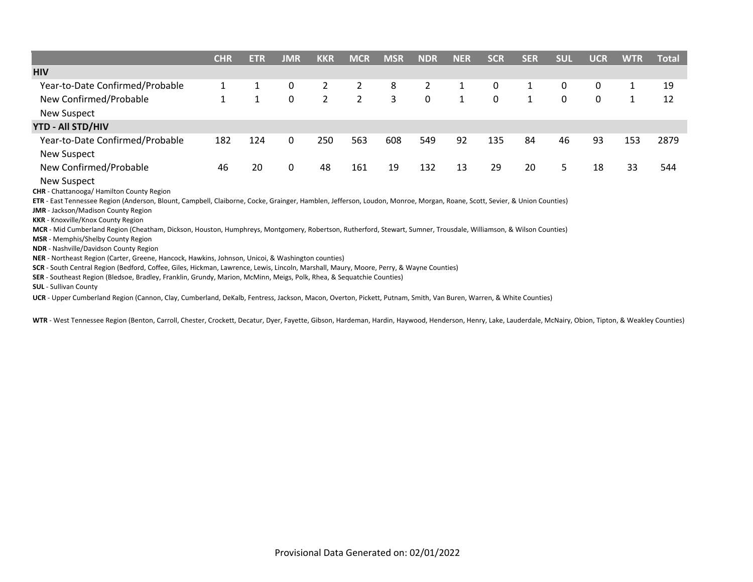| | CHR | ETR | JMR | KKR | MCR | MSR | NDR | NER | SCR | SER | SUL | UCR | WTR | Total |
|---|---|---|---|---|---|---|---|---|---|---|---|---|---|---|
| **HIV** | | | | | | | | | | | | | | |
| Year-to-Date Confirmed/Probable | 1 | 1 | 0 | 2 | 2 | 8 | 2 | 1 | 0 | 1 | 0 | 0 | 1 | 19 |
| New Confirmed/Probable | 1 | 1 | 0 | 2 | 2 | 3 | 0 | 1 | 0 | 1 | 0 | 0 | 1 | 12 |
| New Suspect | | | | | | | | | | | | | | |
| **YTD - All STD/HIV** | | | | | | | | | | | | | | |
| Year-to-Date Confirmed/Probable | 182 | 124 | 0 | 250 | 563 | 608 | 549 | 92 | 135 | 84 | 46 | 93 | 153 | 2879 |
| New Suspect | | | | | | | | | | | | | | |
| New Confirmed/Probable | 46 | 20 | 0 | 48 | 161 | 19 | 132 | 13 | 29 | 20 | 5 | 18 | 33 | 544 |
| New Suspect | | | | | | | | | | | | | | |

**CHR** - Chattanooga/ Hamilton County Region

**ETR** - East Tennessee Region (Anderson, Blount, Campbell, Claiborne, Cocke, Grainger, Hamblen, Jefferson, Loudon, Monroe, Morgan, Roane, Scott, Sevier, & Union Counties)

**JMR** - Jackson/Madison County Region

**KKR** - Knoxville/Knox County Region

**MCR** - Mid Cumberland Region (Cheatham, Dickson, Houston, Humphreys, Montgomery, Robertson, Rutherford, Stewart, Sumner, Trousdale, Williamson, & Wilson Counties)

**MSR** - Memphis/Shelby County Region

**NDR** - Nashville/Davidson County Region

**NER** - Northeast Region (Carter, Greene, Hancock, Hawkins, Johnson, Unicoi, & Washington counties)

**SCR** - South Central Region (Bedford, Coffee, Giles, Hickman, Lawrence, Lewis, Lincoln, Marshall, Maury, Moore, Perry, & Wayne Counties)

**SER** - Southeast Region (Bledsoe, Bradley, Franklin, Grundy, Marion, McMinn, Meigs, Polk, Rhea, & Sequatchie Counties)

**SUL** - Sullivan County

**UCR** - Upper Cumberland Region (Cannon, Clay, Cumberland, DeKalb, Fentress, Jackson, Macon, Overton, Pickett, Putnam, Smith, Van Buren, Warren, & White Counties)

**WTR** - West Tennessee Region (Benton, Carroll, Chester, Crockett, Decatur, Dyer, Fayette, Gibson, Hardeman, Hardin, Haywood, Henderson, Henry, Lake, Lauderdale, McNairy, Obion, Tipton, & Weakley Counties)

Provisional Data Generated on: 02/01/2022